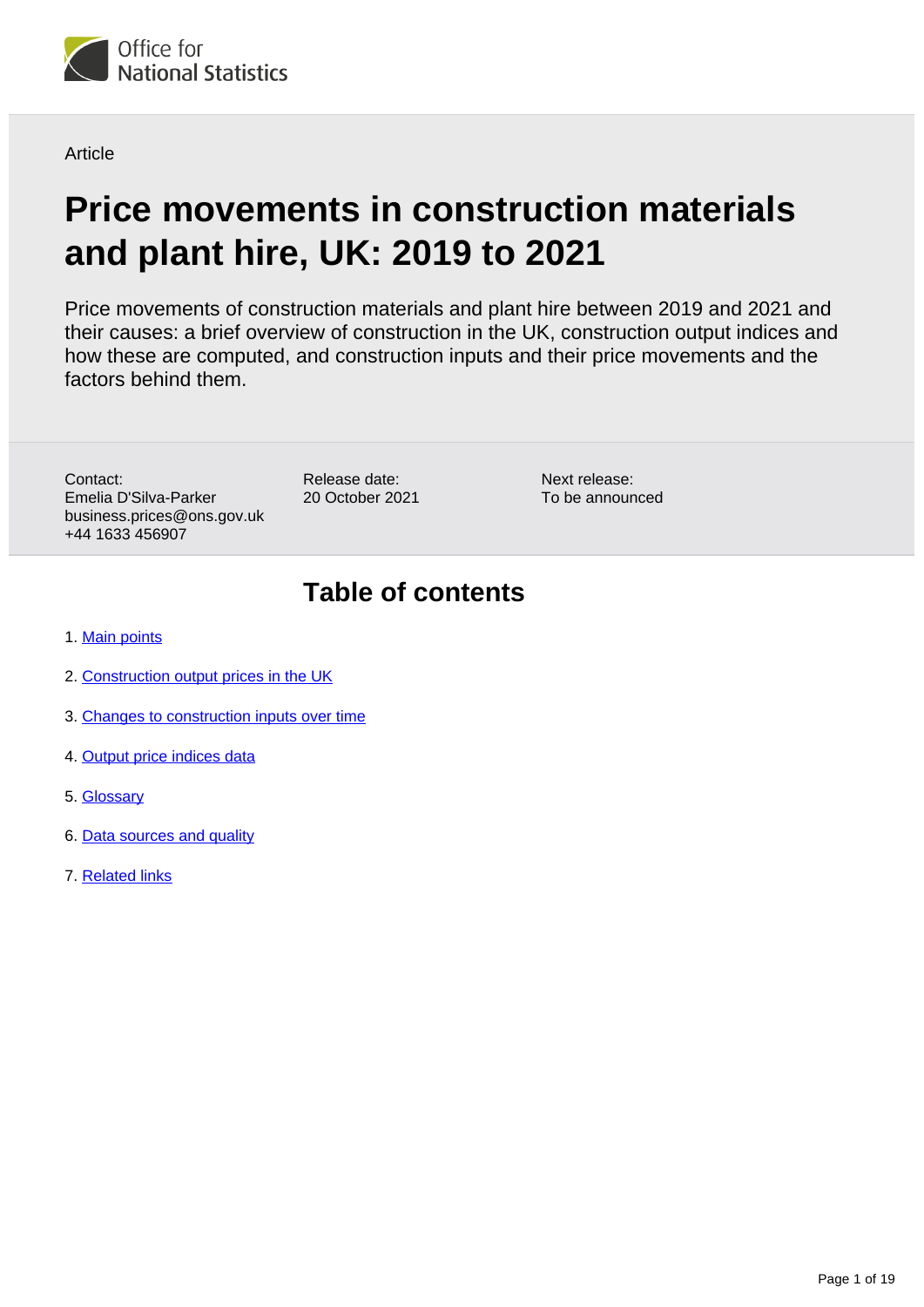Office for National Statistics

Article

# Price movements in construction materials and plant hire, UK: 2019 to 2021

Price movements of construction materials and plant hire between 2019 and 2021 and their causes: a brief overview of construction in the UK, construction output indices and how these are computed, and construction inputs and their price movements and the factors behind them.

Contact:
Emelia D'Silva-Parker
business.prices@ons.gov.uk
+44 1633 456907

Release date:
20 October 2021

Next release:
To be announced

## Table of contents

1. Main points
2. Construction output prices in the UK
3. Changes to construction inputs over time
4. Output price indices data
5. Glossary
6. Data sources and quality
7. Related links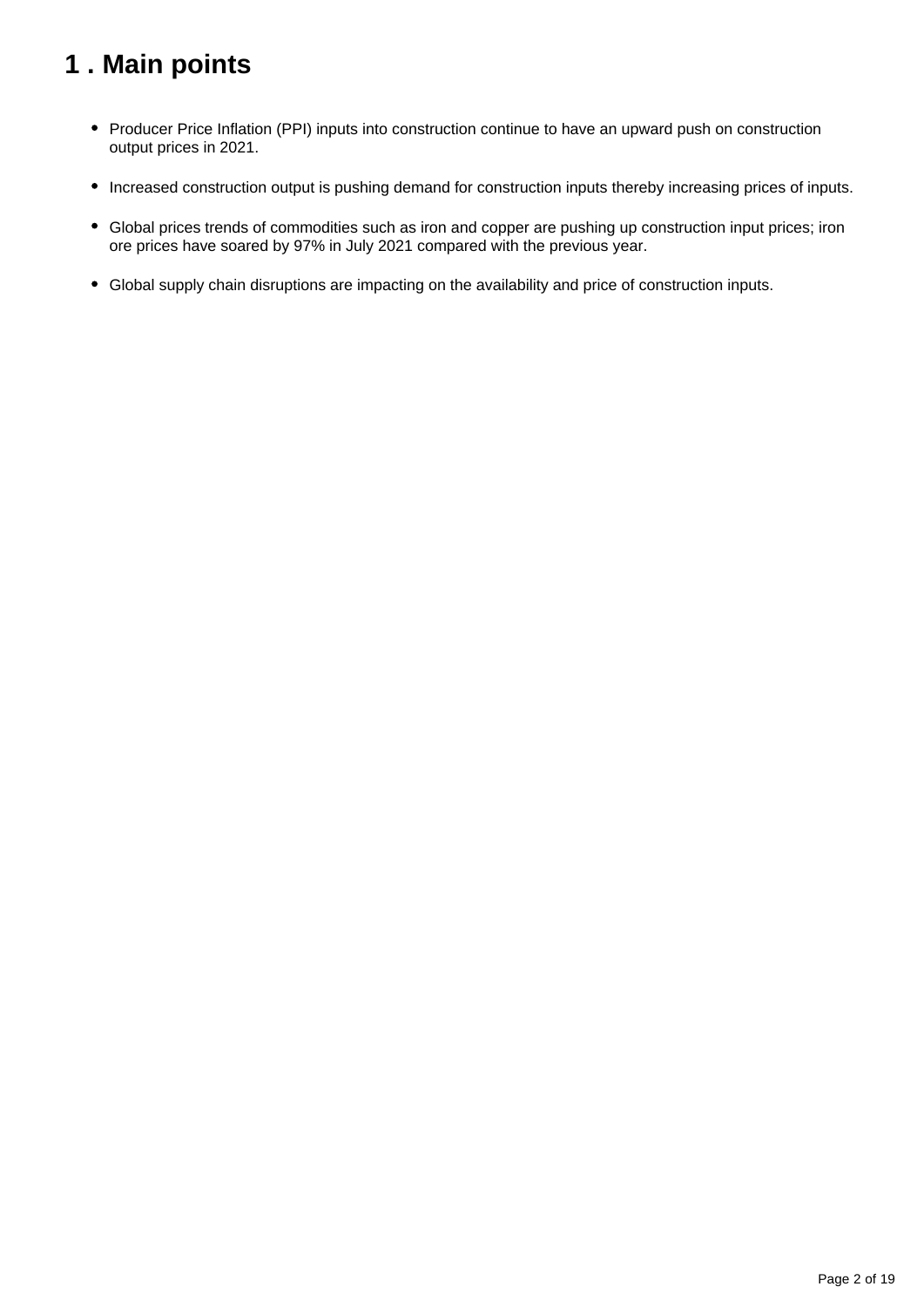# 1 . Main points

- Producer Price Inflation (PPI) inputs into construction continue to have an upward push on construction output prices in 2021.
- Increased construction output is pushing demand for construction inputs thereby increasing prices of inputs.
- Global prices trends of commodities such as iron and copper are pushing up construction input prices; iron ore prices have soared by 97% in July 2021 compared with the previous year.
- Global supply chain disruptions are impacting on the availability and price of construction inputs.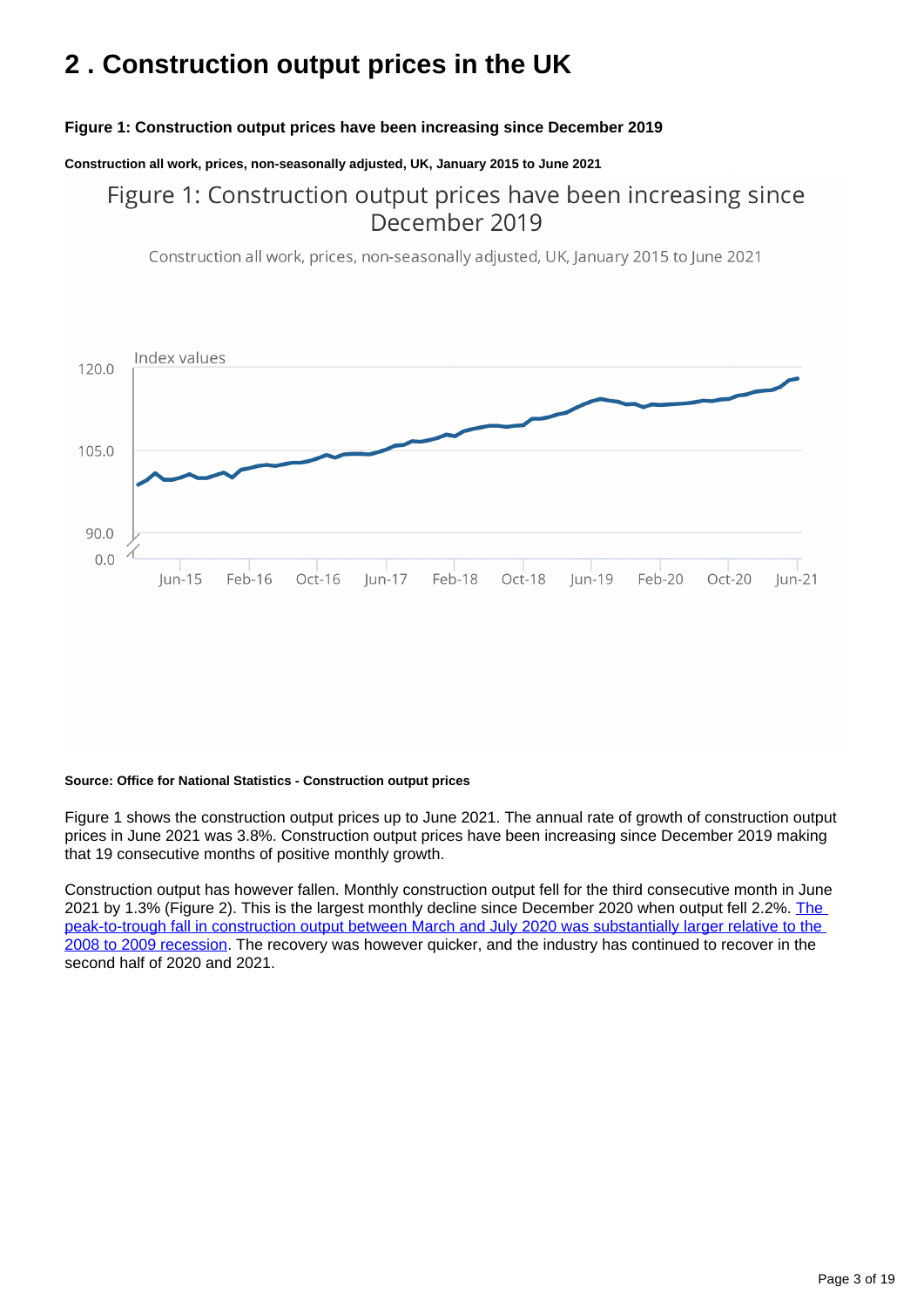## 2 . Construction output prices in the UK

**Figure 1: Construction output prices have been increasing since December 2019**

**Construction all work, prices, non-seasonally adjusted, UK, January 2015 to June 2021**

Figure 1: Construction output prices have been increasing since December 2019

Construction all work, prices, non-seasonally adjusted, UK, January 2015 to June 2021

Index values

120.0

105.0

90.0

0.0

Jun-15
Feb-16
Oct-16
Jun-17
Feb-18
Oct-18
Jun-19
Feb-20
Oct-20
Jun-21

**Source: Office for National Statistics - Construction output prices**

Figure 1 shows the construction output prices up to June 2021. The annual rate of growth of construction output prices in June 2021 was 3.8%. Construction output prices have been increasing since December 2019 making that 19 consecutive months of positive monthly growth.

Construction output has however fallen. Monthly construction output fell for the third consecutive month in June 2021 by 1.3% (Figure 2). This is the largest monthly decline since December 2020 when output fell 2.2%. [The peak-to-trough fall in construction output between March and July 2020 was substantially larger relative to the 2008 to 2009 recession]. The recovery was however quicker, and the industry has continued to recover in the second half of 2020 and 2021.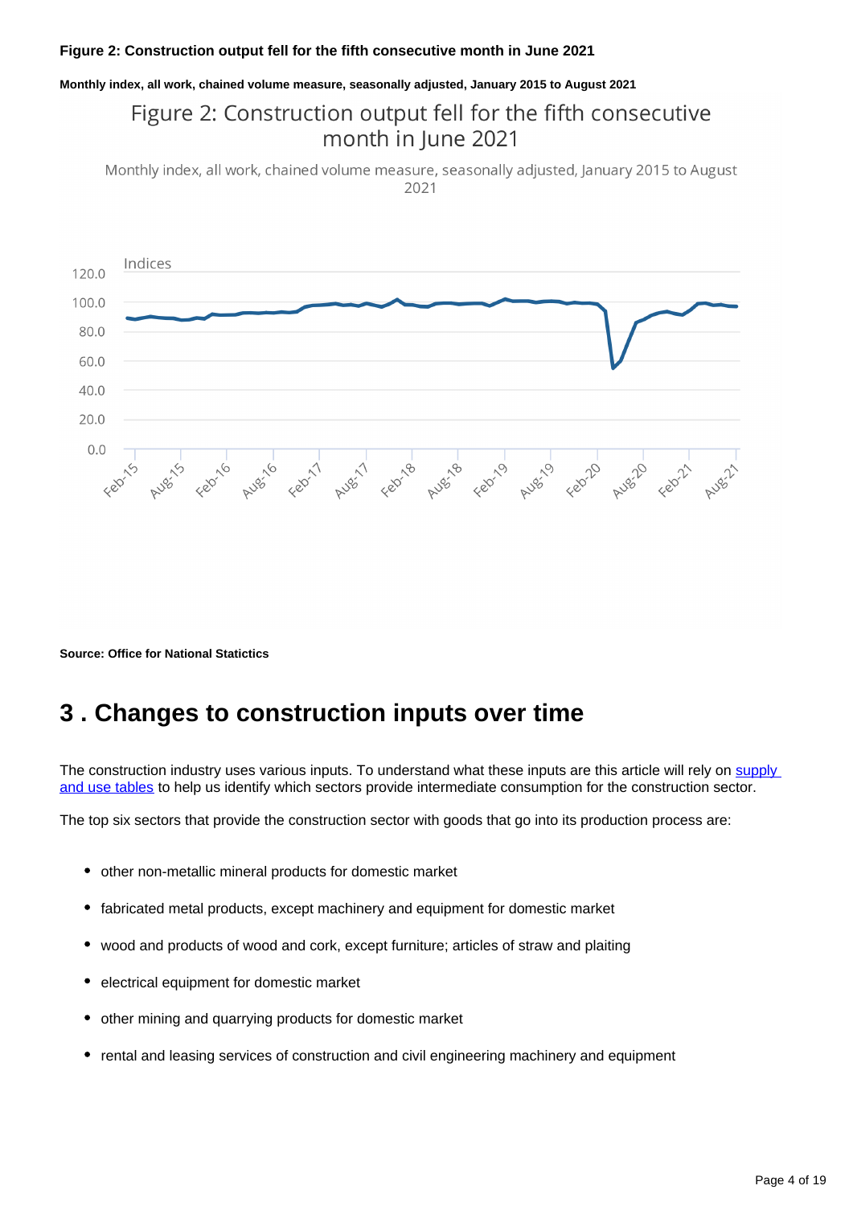**Figure 2: Construction output fell for the fifth consecutive month in June 2021**

**Monthly index, all work, chained volume measure, seasonally adjusted, January 2015 to August 2021**

Figure 2: Construction output fell for the fifth consecutive month in June 2021

Monthly index, all work, chained volume measure, seasonally adjusted, January 2015 to August 2021

Indices

120.0
100.0
80.0
60.0
40.0
20.0
0.0

Feb-15
Aug-15
Feb-16
Aug-16
Feb-17
Aug-17
Feb-18
Aug-18
Feb-19
Aug-19
Feb-20
Aug-20
Feb-21
Aug-21

**Source: Office for National Statictics**

## 3 . Changes to construction inputs over time

The construction industry uses various inputs. To understand what these inputs are this article will rely on supply and use tables to help us identify which sectors provide intermediate consumption for the construction sector.

The top six sectors that provide the construction sector with goods that go into its production process are:

- other non-metallic mineral products for domestic market
- fabricated metal products, except machinery and equipment for domestic market
- wood and products of wood and cork, except furniture; articles of straw and plaiting
- electrical equipment for domestic market
- other mining and quarrying products for domestic market
- rental and leasing services of construction and civil engineering machinery and equipment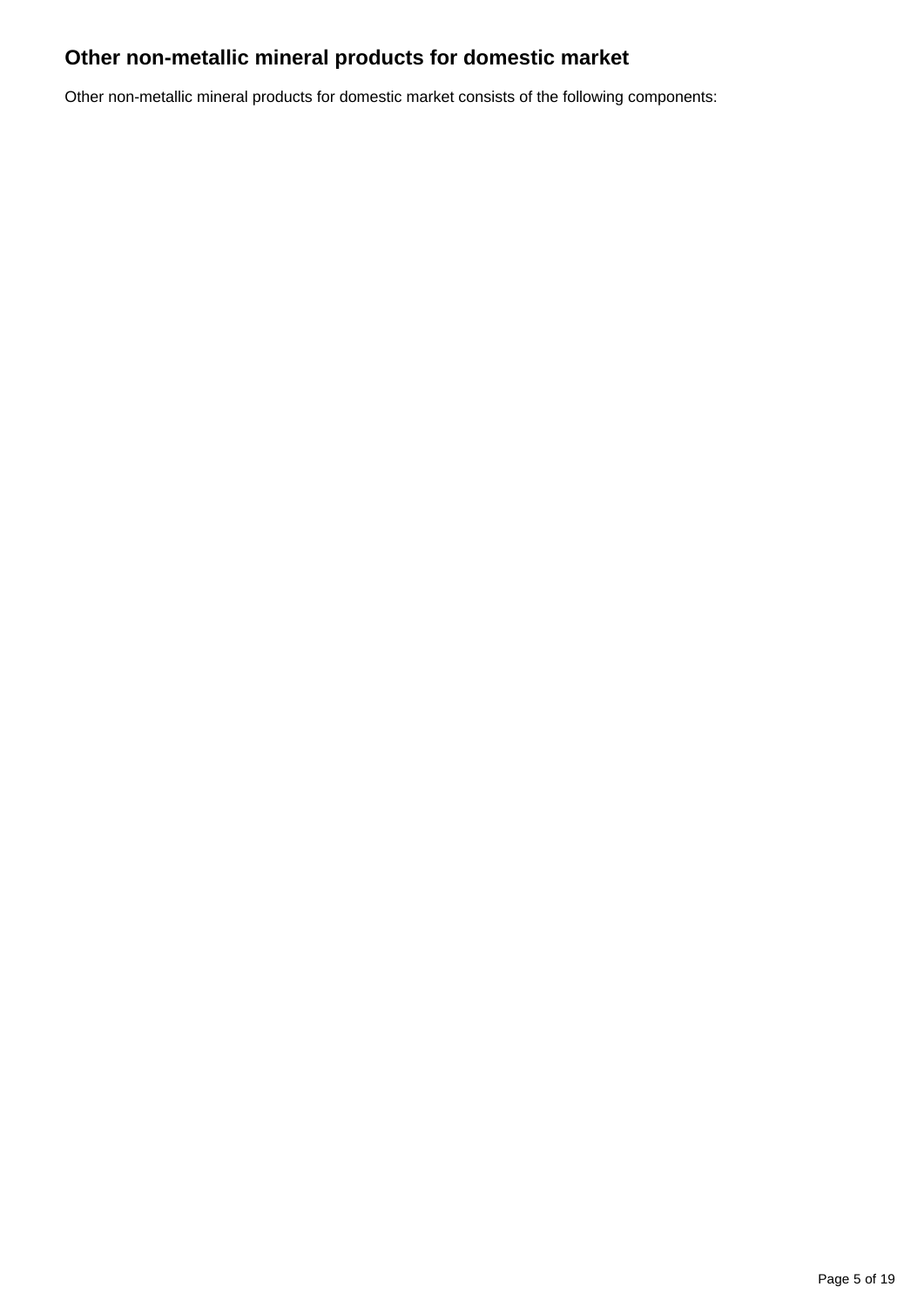## Other non-metallic mineral products for domestic market

Other non-metallic mineral products for domestic market consists of the following components: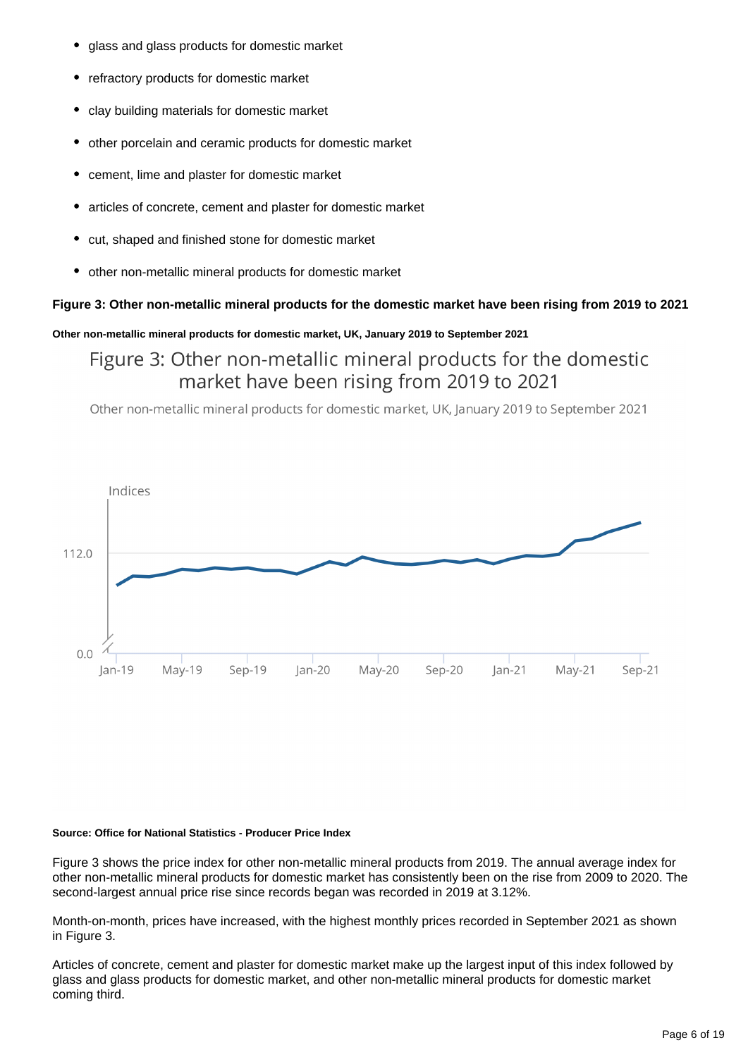- glass and glass products for domestic market
- refractory products for domestic market
- clay building materials for domestic market
- other porcelain and ceramic products for domestic market
- cement, lime and plaster for domestic market
- articles of concrete, cement and plaster for domestic market
- cut, shaped and finished stone for domestic market
- other non-metallic mineral products for domestic market

**Figure 3: Other non-metallic mineral products for the domestic market have been rising from 2019 to 2021**

**Other non-metallic mineral products for domestic market, UK, January 2019 to September 2021**

Figure 3: Other non-metallic mineral products for the domestic market have been rising from 2019 to 2021

Other non-metallic mineral products for domestic market, UK, January 2019 to September 2021

Indices

112.0

0.0

Jan-19
May-19
Sep-19
Jan-20
May-20
Sep-20
Jan-21
May-21
Sep-21

**Source: Office for National Statistics - Producer Price Index**

Figure 3 shows the price index for other non-metallic mineral products from 2019. The annual average index for other non-metallic mineral products for domestic market has consistently been on the rise from 2009 to 2020. The second-largest annual price rise since records began was recorded in 2019 at 3.12%.

Month-on-month, prices have increased, with the highest monthly prices recorded in September 2021 as shown in Figure 3.

Articles of concrete, cement and plaster for domestic market make up the largest input of this index followed by glass and glass products for domestic market, and other non-metallic mineral products for domestic market coming third.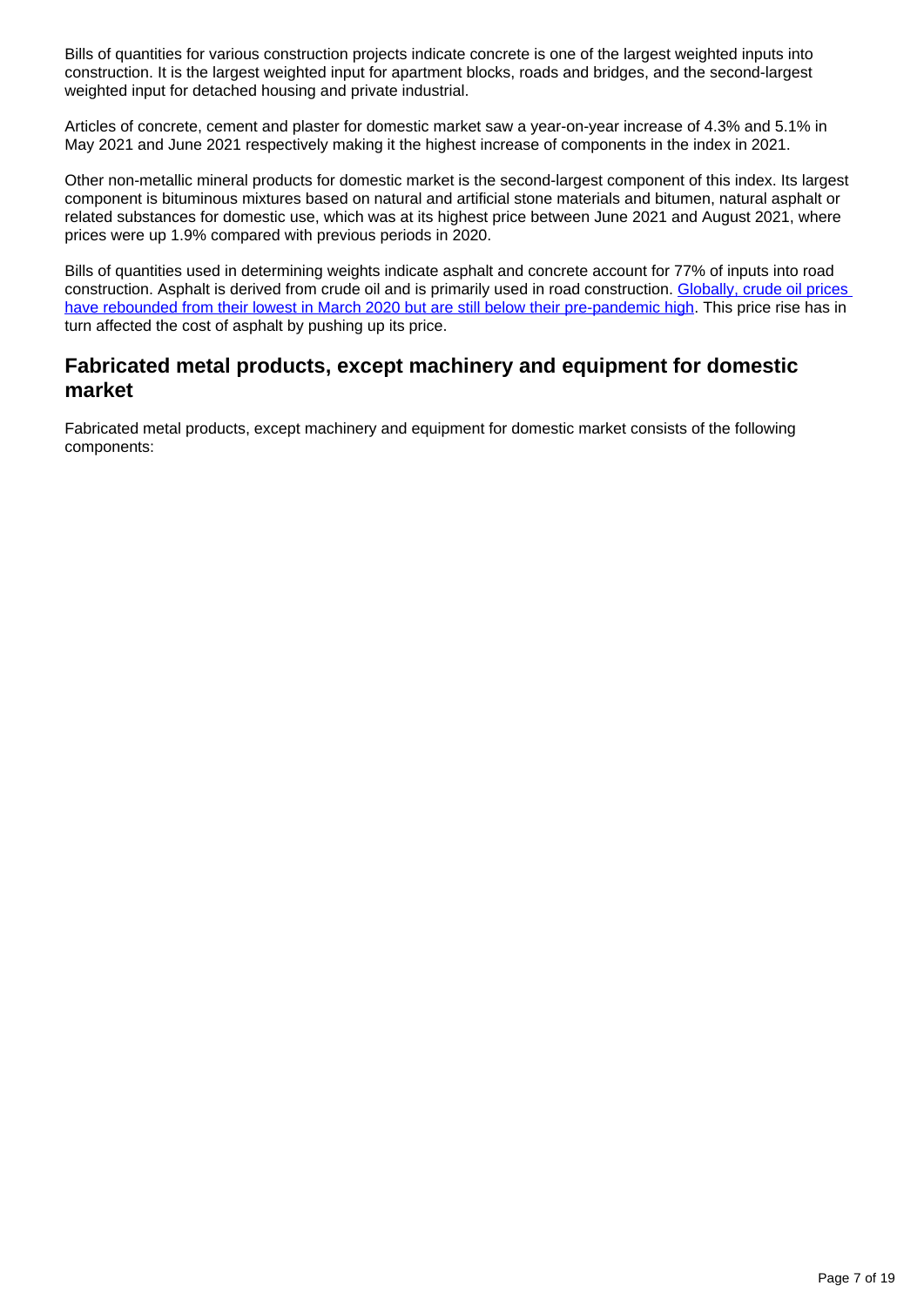Bills of quantities for various construction projects indicate concrete is one of the largest weighted inputs into construction. It is the largest weighted input for apartment blocks, roads and bridges, and the second-largest weighted input for detached housing and private industrial.

Articles of concrete, cement and plaster for domestic market saw a year-on-year increase of 4.3% and 5.1% in May 2021 and June 2021 respectively making it the highest increase of components in the index in 2021.

Other non-metallic mineral products for domestic market is the second-largest component of this index. Its largest component is bituminous mixtures based on natural and artificial stone materials and bitumen, natural asphalt or related substances for domestic use, which was at its highest price between June 2021 and August 2021, where prices were up 1.9% compared with previous periods in 2020.

Bills of quantities used in determining weights indicate asphalt and concrete account for 77% of inputs into road construction. Asphalt is derived from crude oil and is primarily used in road construction. [Globally, crude oil prices have rebounded from their lowest in March 2020 but are still below their pre-pandemic high](). This price rise has in turn affected the cost of asphalt by pushing up its price.

## Fabricated metal products, except machinery and equipment for domestic market

Fabricated metal products, except machinery and equipment for domestic market consists of the following components: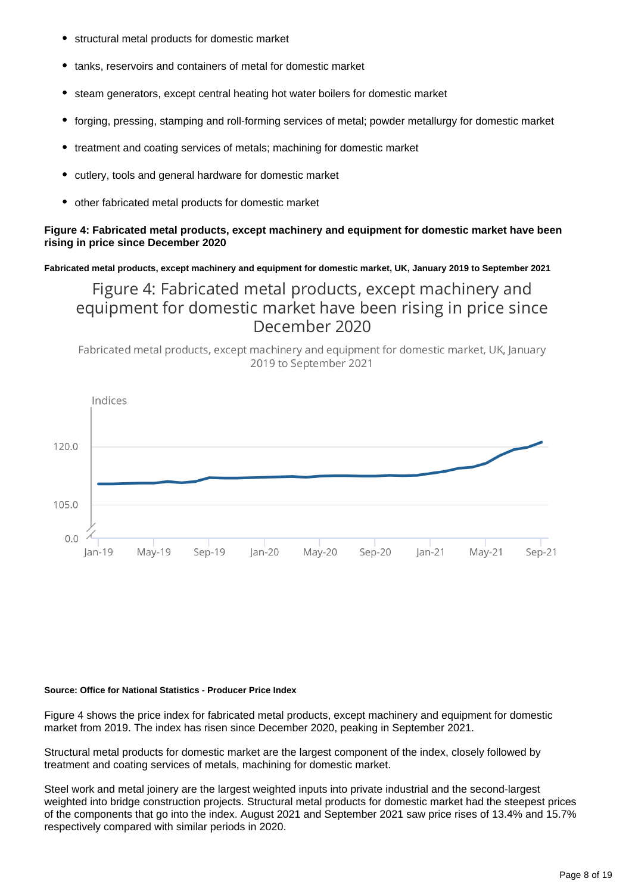- structural metal products for domestic market
- tanks, reservoirs and containers of metal for domestic market
- steam generators, except central heating hot water boilers for domestic market
- forging, pressing, stamping and roll-forming services of metal; powder metallurgy for domestic market
- treatment and coating services of metals; machining for domestic market
- cutlery, tools and general hardware for domestic market
- other fabricated metal products for domestic market

**Figure 4: Fabricated metal products, except machinery and equipment for domestic market have been rising in price since December 2020**

**Fabricated metal products, except machinery and equipment for domestic market, UK, January 2019 to September 2021**

Figure 4: Fabricated metal products, except machinery and equipment for domestic market have been rising in price since December 2020

Fabricated metal products, except machinery and equipment for domestic market, UK, January 2019 to September 2021

Indices

120.0

105.0

0.0

Jan-19
May-19
Sep-19
Jan-20
May-20
Sep-20
Jan-21
May-21
Sep-21

**Source: Office for National Statistics - Producer Price Index**

Figure 4 shows the price index for fabricated metal products, except machinery and equipment for domestic market from 2019. The index has risen since December 2020, peaking in September 2021.

Structural metal products for domestic market are the largest component of the index, closely followed by treatment and coating services of metals, machining for domestic market.

Steel work and metal joinery are the largest weighted inputs into private industrial and the second-largest weighted into bridge construction projects. Structural metal products for domestic market had the steepest prices of the components that go into the index. August 2021 and September 2021 saw price rises of 13.4% and 15.7% respectively compared with similar periods in 2020.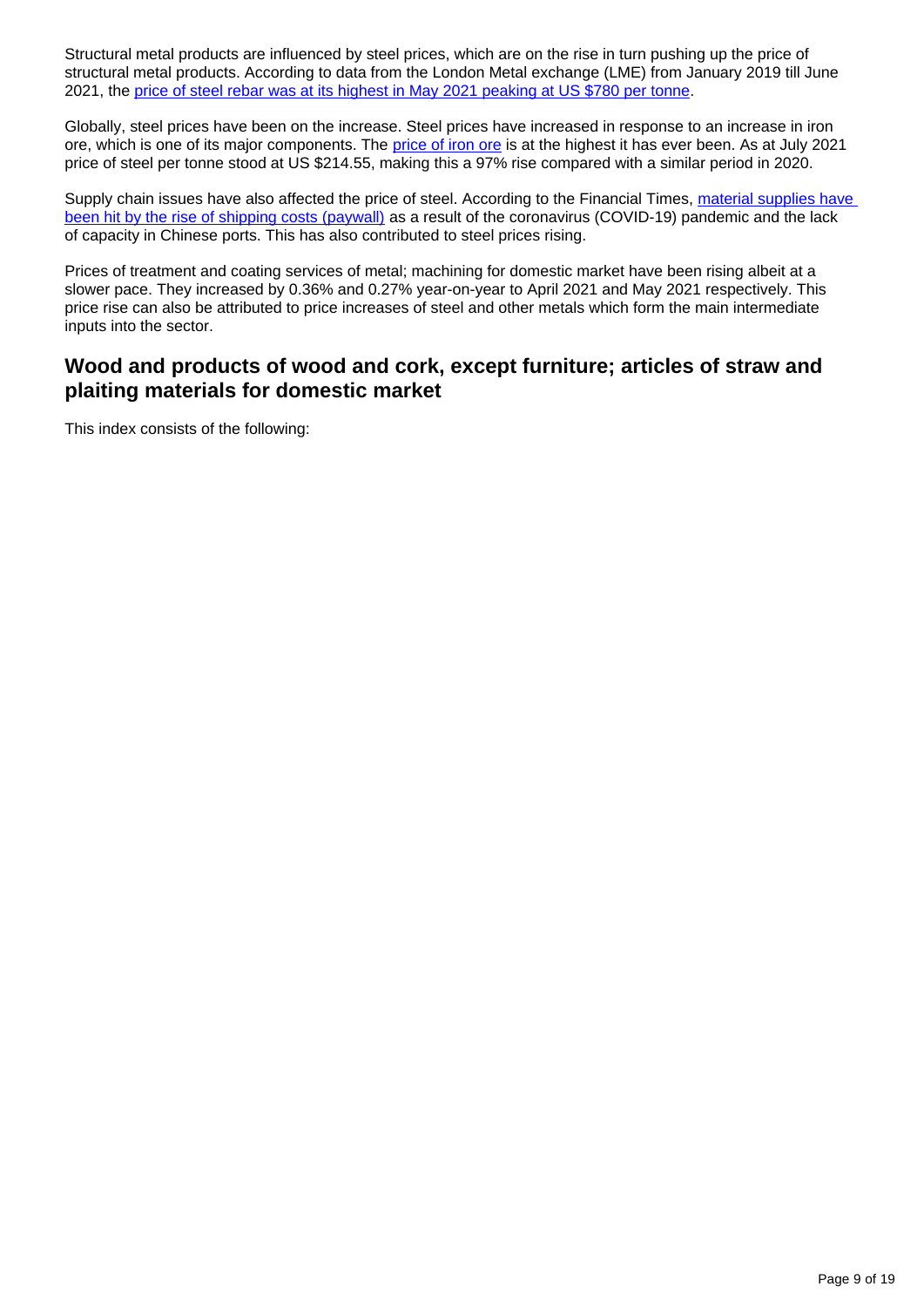Structural metal products are influenced by steel prices, which are on the rise in turn pushing up the price of structural metal products. According to data from the London Metal exchange (LME) from January 2019 till June 2021, the [price of steel rebar was at its highest in May 2021 peaking at US $780 per tonne](#).

Globally, steel prices have been on the increase. Steel prices have increased in response to an increase in iron ore, which is one of its major components. The [price of iron ore](#) is at the highest it has ever been. As at July 2021 price of steel per tonne stood at US $214.55, making this a 97% rise compared with a similar period in 2020.

Supply chain issues have also affected the price of steel. According to the Financial Times, [material supplies have been hit by the rise of shipping costs (paywall)](#) as a result of the coronavirus (COVID-19) pandemic and the lack of capacity in Chinese ports. This has also contributed to steel prices rising.

Prices of treatment and coating services of metal; machining for domestic market have been rising albeit at a slower pace. They increased by 0.36% and 0.27% year-on-year to April 2021 and May 2021 respectively. This price rise can also be attributed to price increases of steel and other metals which form the main intermediate inputs into the sector.

## Wood and products of wood and cork, except furniture; articles of straw and plaiting materials for domestic market

This index consists of the following: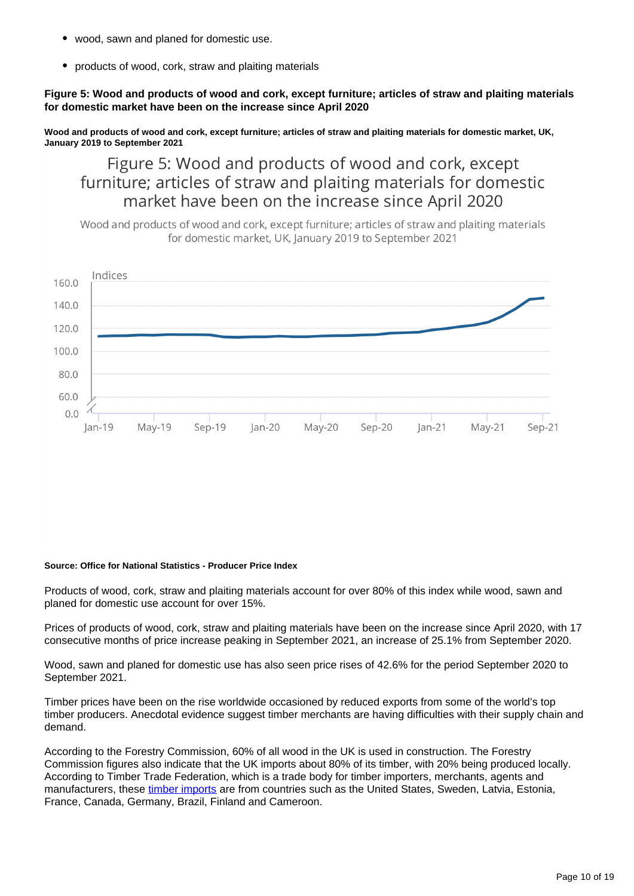- wood, sawn and planed for domestic use.
- products of wood, cork, straw and plaiting materials

**Figure 5: Wood and products of wood and cork, except furniture; articles of straw and plaiting materials for domestic market have been on the increase since April 2020**

**Wood and products of wood and cork, except furniture; articles of straw and plaiting materials for domestic market, UK, January 2019 to September 2021**

Figure 5: Wood and products of wood and cork, except furniture; articles of straw and plaiting materials for domestic market have been on the increase since April 2020

Wood and products of wood and cork, except furniture; articles of straw and plaiting materials for domestic market, UK, January 2019 to September 2021

Indices

160.0
140.0
120.0
100.0
80.0
60.0
0.0

Jan-19 May-19 Sep-19 Jan-20 May-20 Sep-20 Jan-21 May-21 Sep-21

**Source: Office for National Statistics - Producer Price Index**

Products of wood, cork, straw and plaiting materials account for over 80% of this index while wood, sawn and planed for domestic use account for over 15%.

Prices of products of wood, cork, straw and plaiting materials have been on the increase since April 2020, with 17 consecutive months of price increase peaking in September 2021, an increase of 25.1% from September 2020.

Wood, sawn and planed for domestic use has also seen price rises of 42.6% for the period September 2020 to September 2021.

Timber prices have been on the rise worldwide occasioned by reduced exports from some of the world's top timber producers. Anecdotal evidence suggest timber merchants are having difficulties with their supply chain and demand.

According to the Forestry Commission, 60% of all wood in the UK is used in construction. The Forestry Commission figures also indicate that the UK imports about 80% of its timber, with 20% being produced locally. According to Timber Trade Federation, which is a trade body for timber importers, merchants, agents and manufacturers, these timber imports are from countries such as the United States, Sweden, Latvia, Estonia, France, Canada, Germany, Brazil, Finland and Cameroon.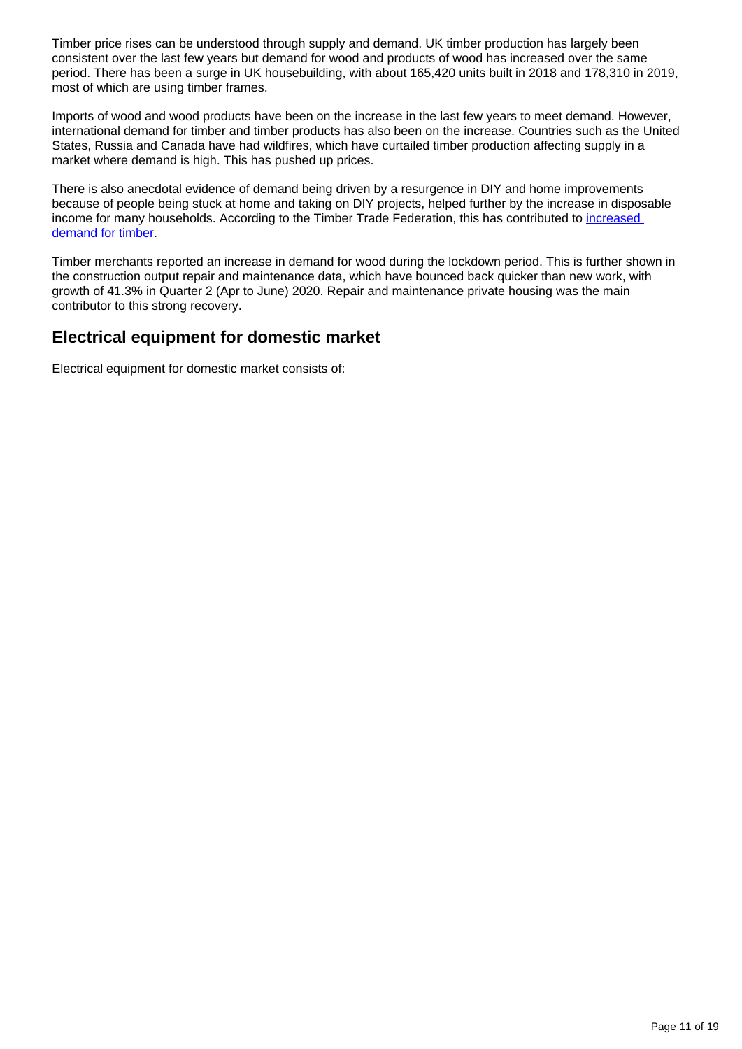Timber price rises can be understood through supply and demand. UK timber production has largely been consistent over the last few years but demand for wood and products of wood has increased over the same period. There has been a surge in UK housebuilding, with about 165,420 units built in 2018 and 178,310 in 2019, most of which are using timber frames.

Imports of wood and wood products have been on the increase in the last few years to meet demand. However, international demand for timber and timber products has also been on the increase. Countries such as the United States, Russia and Canada have had wildfires, which have curtailed timber production affecting supply in a market where demand is high. This has pushed up prices.

There is also anecdotal evidence of demand being driven by a resurgence in DIY and home improvements because of people being stuck at home and taking on DIY projects, helped further by the increase in disposable income for many households. According to the Timber Trade Federation, this has contributed to [increased demand for timber](#).

Timber merchants reported an increase in demand for wood during the lockdown period. This is further shown in the construction output repair and maintenance data, which have bounced back quicker than new work, with growth of 41.3% in Quarter 2 (Apr to June) 2020. Repair and maintenance private housing was the main contributor to this strong recovery.

## Electrical equipment for domestic market

Electrical equipment for domestic market consists of: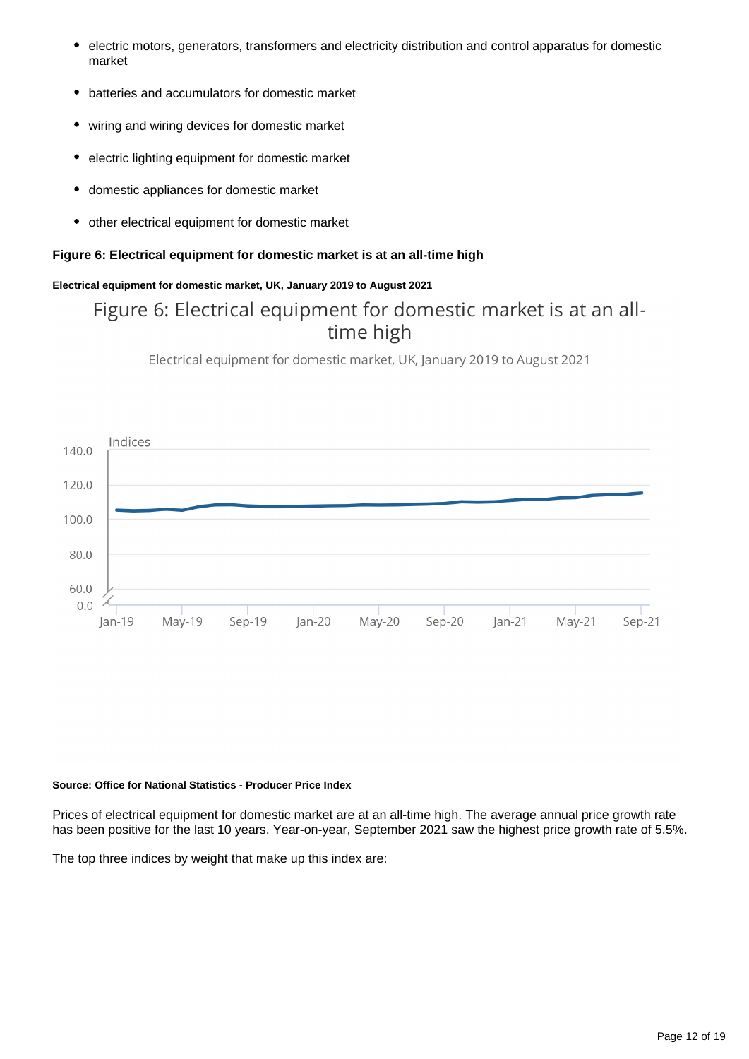- electric motors, generators, transformers and electricity distribution and control apparatus for domestic market
- batteries and accumulators for domestic market
- wiring and wiring devices for domestic market
- electric lighting equipment for domestic market
- domestic appliances for domestic market
- other electrical equipment for domestic market

**Figure 6: Electrical equipment for domestic market is at an all-time high**

**Electrical equipment for domestic market, UK, January 2019 to August 2021**

Figure 6: Electrical equipment for domestic market is at an all-time high

Electrical equipment for domestic market, UK, January 2019 to August 2021

Indices

140.0
120.0
100.0
80.0
60.0
0.0

Jan-19 May-19 Sep-19 Jan-20 May-20 Sep-20 Jan-21 May-21 Sep-21

**Source: Office for National Statistics - Producer Price Index**

Prices of electrical equipment for domestic market are at an all-time high. The average annual price growth rate has been positive for the last 10 years. Year-on-year, September 2021 saw the highest price growth rate of 5.5%.

The top three indices by weight that make up this index are: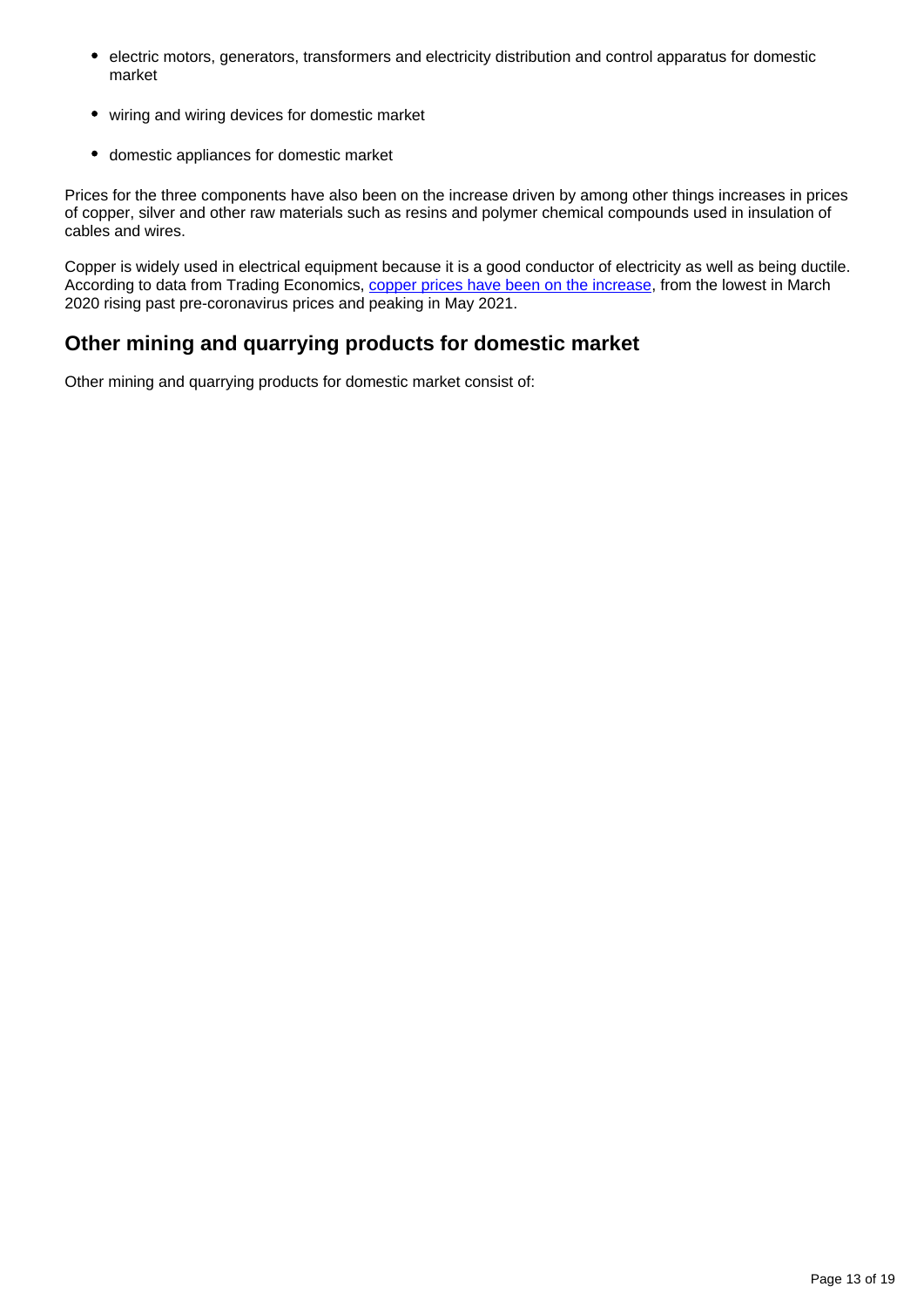- electric motors, generators, transformers and electricity distribution and control apparatus for domestic market
- wiring and wiring devices for domestic market
- domestic appliances for domestic market

Prices for the three components have also been on the increase driven by among other things increases in prices of copper, silver and other raw materials such as resins and polymer chemical compounds used in insulation of cables and wires.

Copper is widely used in electrical equipment because it is a good conductor of electricity as well as being ductile. According to data from Trading Economics, [copper prices have been on the increase](), from the lowest in March 2020 rising past pre-coronavirus prices and peaking in May 2021.

## Other mining and quarrying products for domestic market

Other mining and quarrying products for domestic market consist of: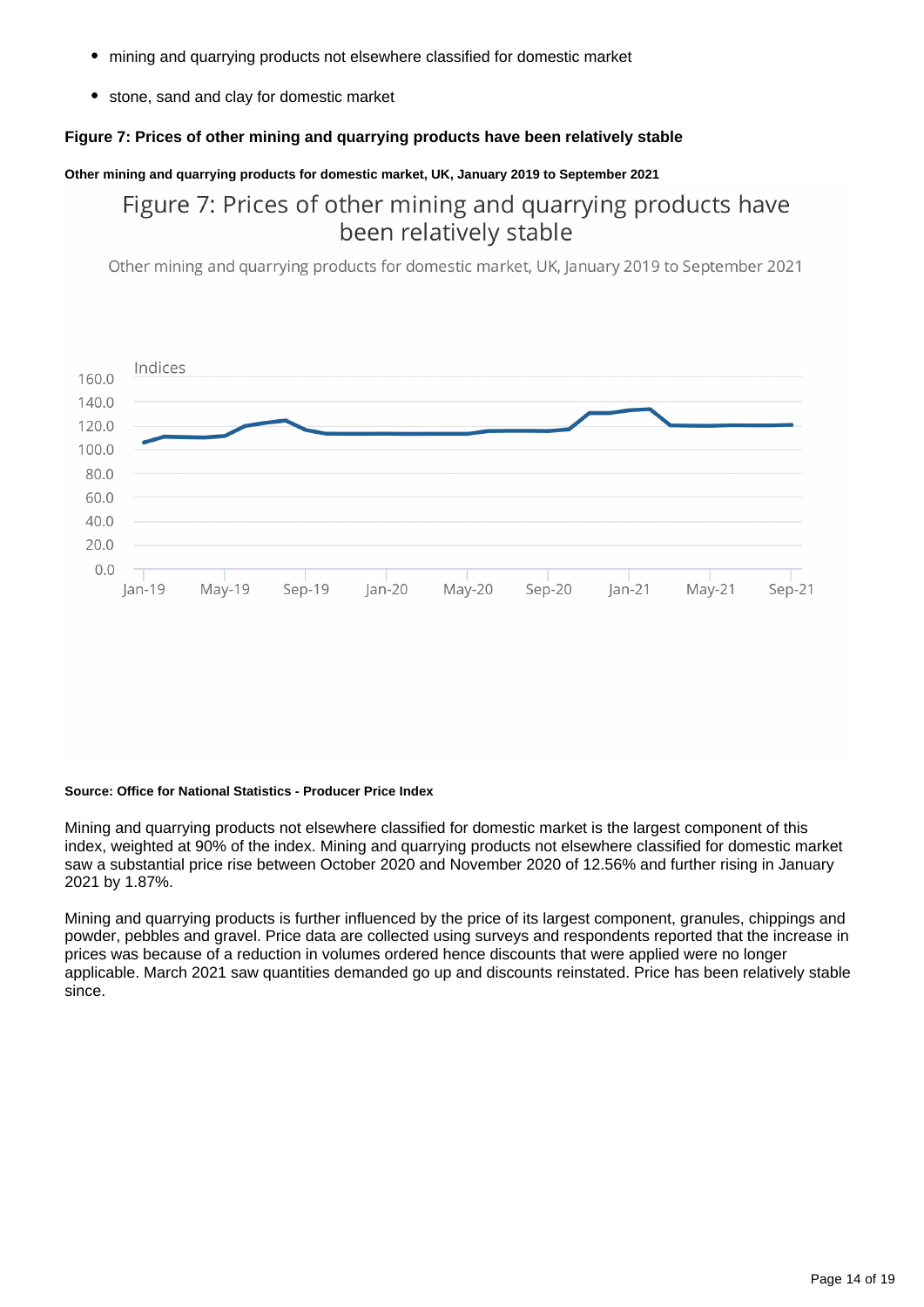- mining and quarrying products not elsewhere classified for domestic market
- stone, sand and clay for domestic market

**Figure 7: Prices of other mining and quarrying products have been relatively stable**

**Other mining and quarrying products for domestic market, UK, January 2019 to September 2021**

**Source: Office for National Statistics - Producer Price Index**

Mining and quarrying products not elsewhere classified for domestic market is the largest component of this index, weighted at 90% of the index. Mining and quarrying products not elsewhere classified for domestic market saw a substantial price rise between October 2020 and November 2020 of 12.56% and further rising in January 2021 by 1.87%.

Mining and quarrying products is further influenced by the price of its largest component, granules, chippings and powder, pebbles and gravel. Price data are collected using surveys and respondents reported that the increase in prices was because of a reduction in volumes ordered hence discounts that were applied were no longer applicable. March 2021 saw quantities demanded go up and discounts reinstated. Price has been relatively stable since.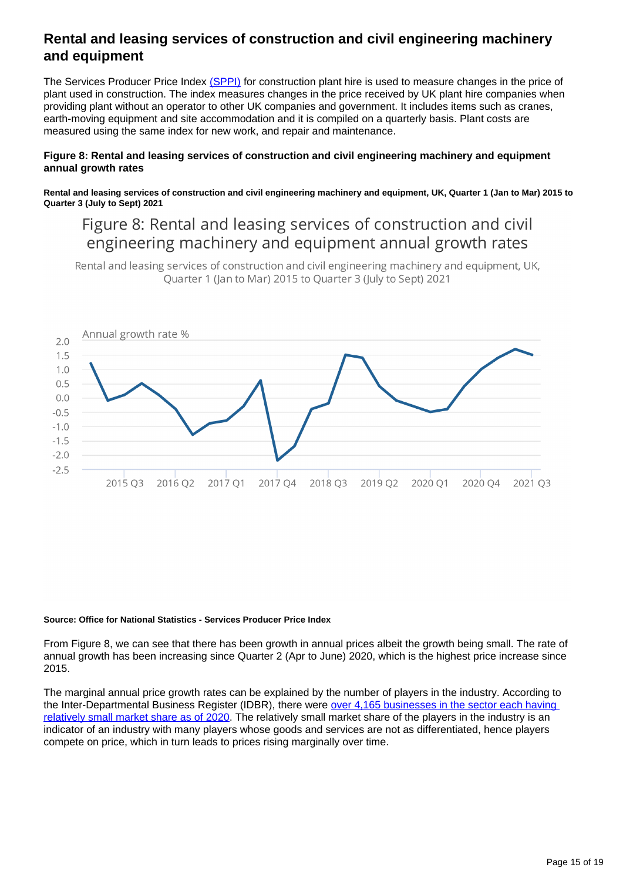## Rental and leasing services of construction and civil engineering machinery and equipment

The Services Producer Price Index (SPPI) for construction plant hire is used to measure changes in the price of plant used in construction. The index measures changes in the price received by UK plant hire companies when providing plant without an operator to other UK companies and government. It includes items such as cranes, earth-moving equipment and site accommodation and it is compiled on a quarterly basis. Plant costs are measured using the same index for new work, and repair and maintenance.

#### Figure 8: Rental and leasing services of construction and civil engineering machinery and equipment annual growth rates

**Rental and leasing services of construction and civil engineering machinery and equipment, UK, Quarter 1 (Jan to Mar) 2015 to Quarter 3 (July to Sept) 2021**

Figure 8: Rental and leasing services of construction and civil engineering machinery and equipment annual growth rates

Rental and leasing services of construction and civil engineering machinery and equipment, UK, Quarter 1 (Jan to Mar) 2015 to Quarter 3 (July to Sept) 2021

Annual growth rate %

2.0
1.5
1.0
0.5
0.0
-0.5
-1.0
-1.5
-2.0
-2.5

2015 Q3
2016 Q2
2017 Q1
2017 Q4
2018 Q3
2019 Q2
2020 Q1
2020 Q4
2021 Q3

**Source: Office for National Statistics - Services Producer Price Index**

From Figure 8, we can see that there has been growth in annual prices albeit the growth being small. The rate of annual growth has been increasing since Quarter 2 (Apr to June) 2020, which is the highest price increase since 2015.

The marginal annual price growth rates can be explained by the number of players in the industry. According to the Inter-Departmental Business Register (IDBR), there were over 4,165 businesses in the sector each having relatively small market share as of 2020. The relatively small market share of the players in the industry is an indicator of an industry with many players whose goods and services are not as differentiated, hence players compete on price, which in turn leads to prices rising marginally over time.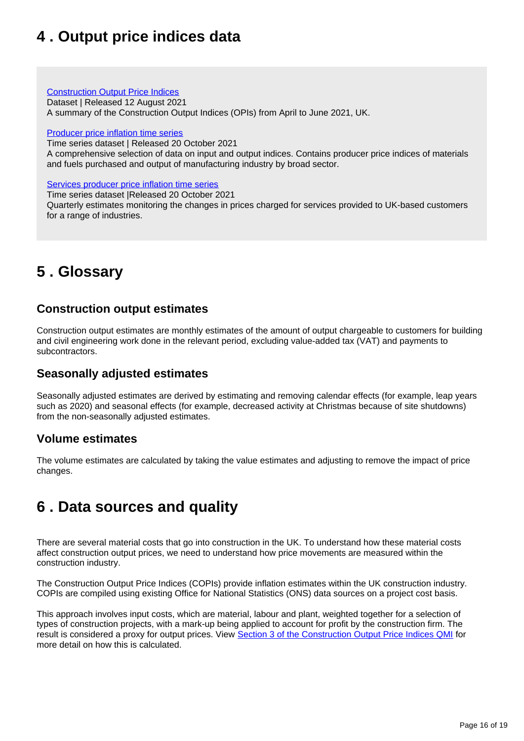## 4 . Output price indices data

[Construction Output Price Indices](#)
Dataset | Released 12 August 2021
A summary of the Construction Output Indices (OPIs) from April to June 2021, UK.

[Producer price inflation time series](#)
Time series dataset | Released 20 October 2021
A comprehensive selection of data on input and output indices. Contains producer price indices of materials and fuels purchased and output of manufacturing industry by broad sector.

[Services producer price inflation time series](#)
Time series dataset |Released 20 October 2021
Quarterly estimates monitoring the changes in prices charged for services provided to UK-based customers for a range of industries.

## 5 . Glossary

### Construction output estimates

Construction output estimates are monthly estimates of the amount of output chargeable to customers for building and civil engineering work done in the relevant period, excluding value-added tax (VAT) and payments to subcontractors.

### Seasonally adjusted estimates

Seasonally adjusted estimates are derived by estimating and removing calendar effects (for example, leap years such as 2020) and seasonal effects (for example, decreased activity at Christmas because of site shutdowns) from the non-seasonally adjusted estimates.

### Volume estimates

The volume estimates are calculated by taking the value estimates and adjusting to remove the impact of price changes.

## 6 . Data sources and quality

There are several material costs that go into construction in the UK. To understand how these material costs affect construction output prices, we need to understand how price movements are measured within the construction industry.

The Construction Output Price Indices (COPIs) provide inflation estimates within the UK construction industry. COPIs are compiled using existing Office for National Statistics (ONS) data sources on a project cost basis.

This approach involves input costs, which are material, labour and plant, weighted together for a selection of types of construction projects, with a mark-up being applied to account for profit by the construction firm. The result is considered a proxy for output prices. View [Section 3 of the Construction Output Price Indices QMI](#) for more detail on how this is calculated.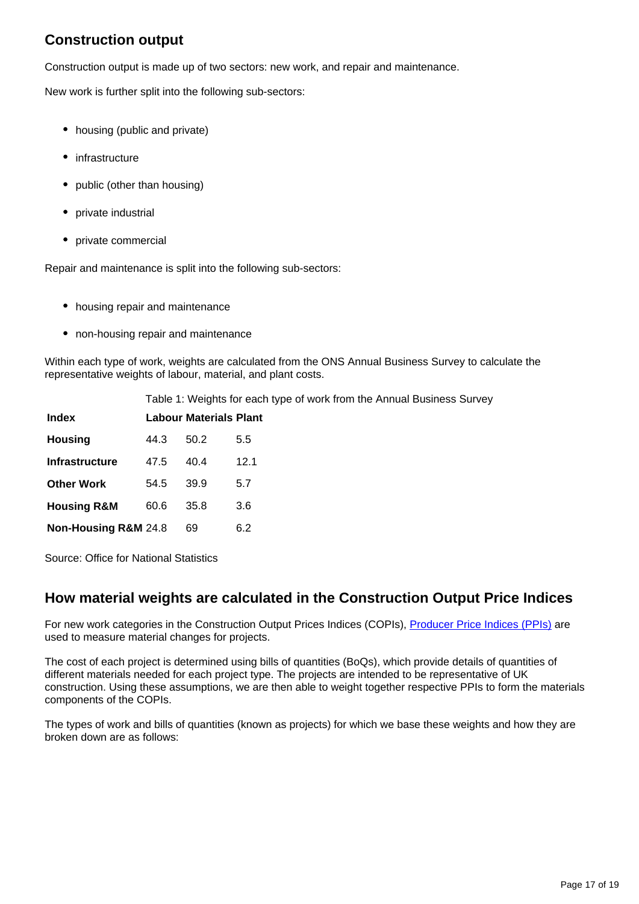## Construction output

Construction output is made up of two sectors: new work, and repair and maintenance.

New work is further split into the following sub-sectors:

- housing (public and private)
- infrastructure
- public (other than housing)
- private industrial
- private commercial

Repair and maintenance is split into the following sub-sectors:

- housing repair and maintenance
- non-housing repair and maintenance

Within each type of work, weights are calculated from the ONS Annual Business Survey to calculate the representative weights of labour, material, and plant costs.

Table 1: Weights for each type of work from the Annual Business Survey

| Index | Labour | Materials | Plant |
|---|---|---|---|
| **Housing** | 44.3 | 50.2 | 5.5 |
| **Infrastructure** | 47.5 | 40.4 | 12.1 |
| **Other Work** | 54.5 | 39.9 | 5.7 |
| **Housing R&M** | 60.6 | 35.8 | 3.6 |
| **Non-Housing R&M** | 24.8 | 69 | 6.2 |

Source: Office for National Statistics

## How material weights are calculated in the Construction Output Price Indices

For new work categories in the Construction Output Prices Indices (COPIs), Producer Price Indices (PPIs) are used to measure material changes for projects.

The cost of each project is determined using bills of quantities (BoQs), which provide details of quantities of different materials needed for each project type. The projects are intended to be representative of UK construction. Using these assumptions, we are then able to weight together respective PPIs to form the materials components of the COPIs.

The types of work and bills of quantities (known as projects) for which we base these weights and how they are broken down are as follows: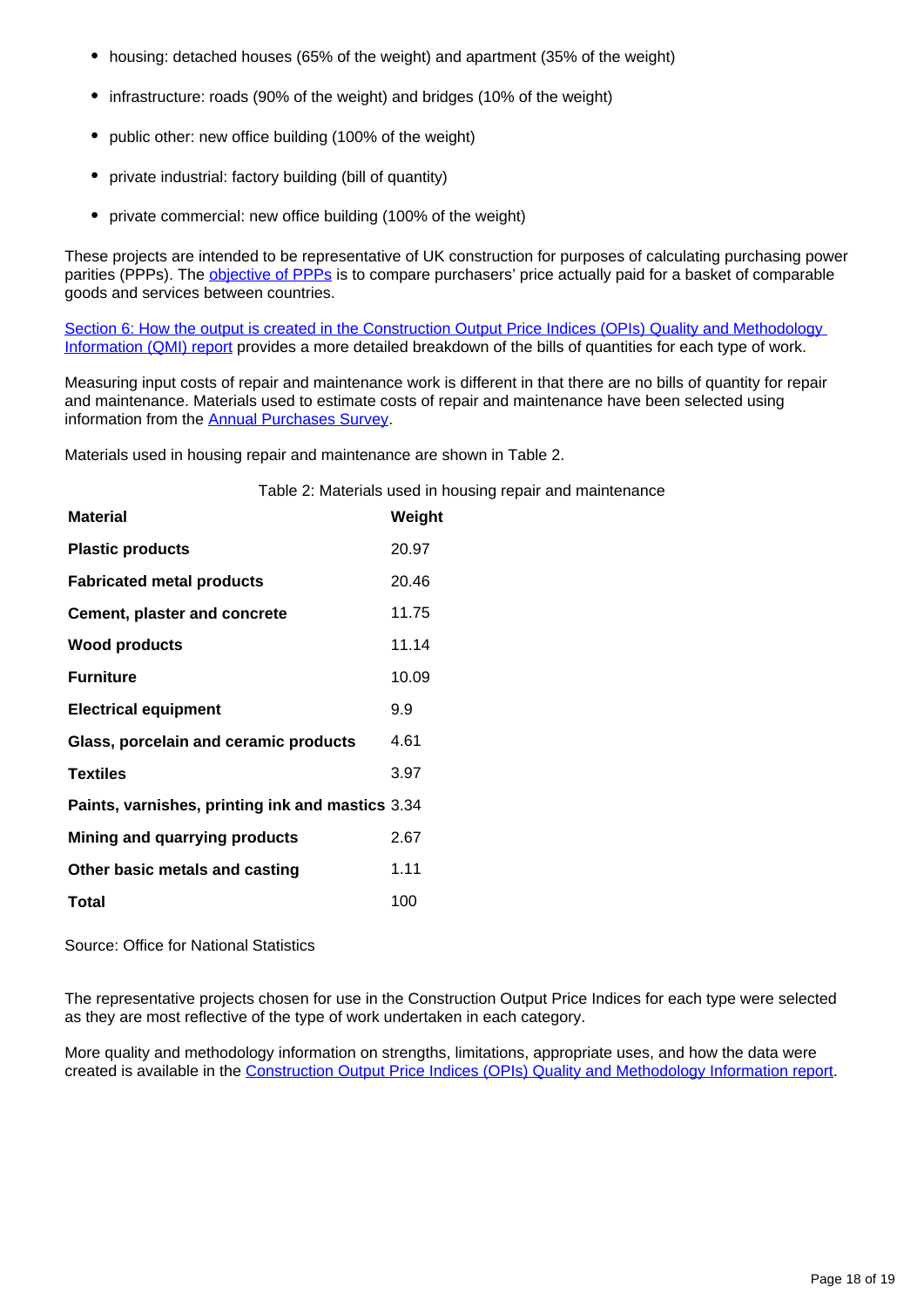- housing: detached houses (65% of the weight) and apartment (35% of the weight)
- infrastructure: roads (90% of the weight) and bridges (10% of the weight)
- public other: new office building (100% of the weight)
- private industrial: factory building (bill of quantity)
- private commercial: new office building (100% of the weight)

These projects are intended to be representative of UK construction for purposes of calculating purchasing power parities (PPPs). The objective of PPPs is to compare purchasers' price actually paid for a basket of comparable goods and services between countries.

Section 6: How the output is created in the Construction Output Price Indices (OPIs) Quality and Methodology Information (QMI) report provides a more detailed breakdown of the bills of quantities for each type of work.

Measuring input costs of repair and maintenance work is different in that there are no bills of quantity for repair and maintenance. Materials used to estimate costs of repair and maintenance have been selected using information from the Annual Purchases Survey.

Materials used in housing repair and maintenance are shown in Table 2.

Table 2: Materials used in housing repair and maintenance

| Material | Weight |
|---|---|
| **Plastic products** | 20.97 |
| **Fabricated metal products** | 20.46 |
| **Cement, plaster and concrete** | 11.75 |
| **Wood products** | 11.14 |
| **Furniture** | 10.09 |
| **Electrical equipment** | 9.9 |
| **Glass, porcelain and ceramic products** | 4.61 |
| **Textiles** | 3.97 |
| **Paints, varnishes, printing ink and mastics** | 3.34 |
| **Mining and quarrying products** | 2.67 |
| **Other basic metals and casting** | 1.11 |
| **Total** | 100 |

Source: Office for National Statistics

The representative projects chosen for use in the Construction Output Price Indices for each type were selected as they are most reflective of the type of work undertaken in each category.

More quality and methodology information on strengths, limitations, appropriate uses, and how the data were created is available in the Construction Output Price Indices (OPIs) Quality and Methodology Information report.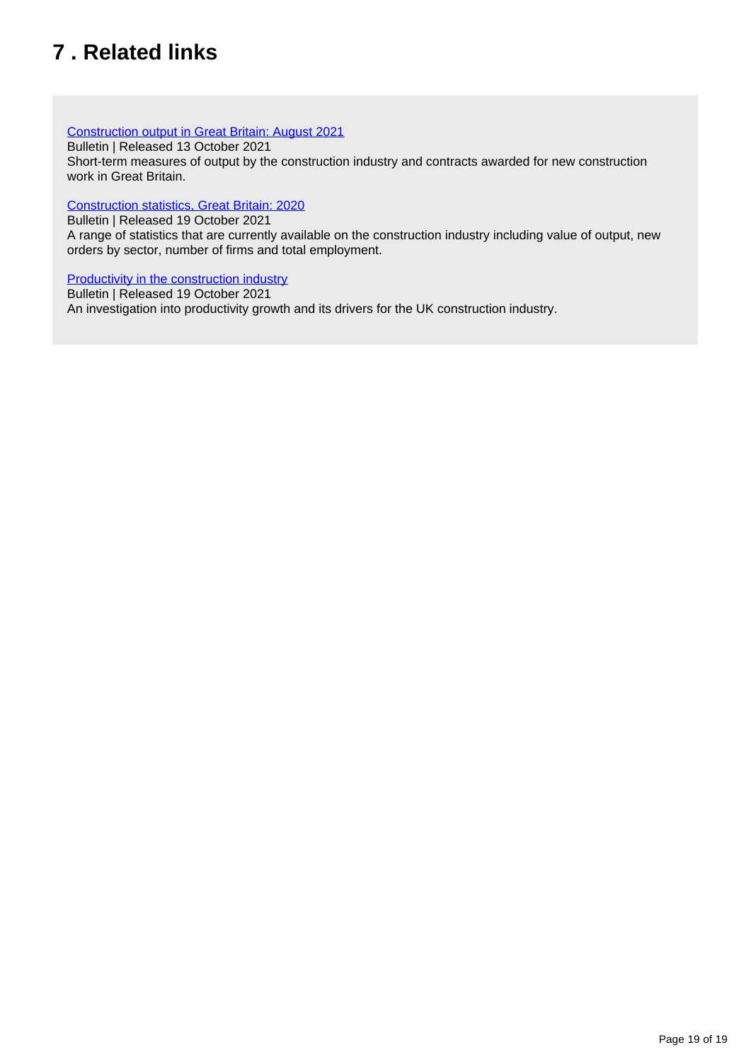## 7 . Related links

[Construction output in Great Britain: August 2021]
Bulletin | Released 13 October 2021
Short-term measures of output by the construction industry and contracts awarded for new construction work in Great Britain.

[Construction statistics, Great Britain: 2020]
Bulletin | Released 19 October 2021
A range of statistics that are currently available on the construction industry including value of output, new orders by sector, number of firms and total employment.

[Productivity in the construction industry]
Bulletin | Released 19 October 2021
An investigation into productivity growth and its drivers for the UK construction industry.